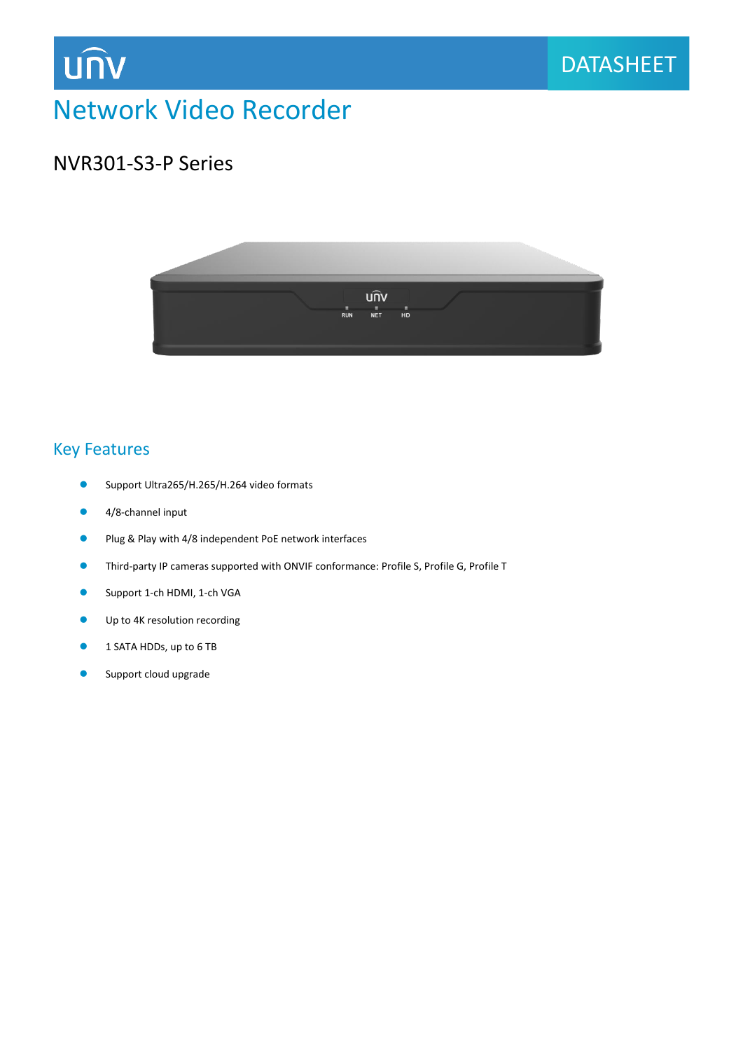unv

DATASHEET

# Network Video Recorder

## NVR301-S3-P Series

### Key Features

- Support Ultra265/H.265/H.264 video formats
- 4/8-channel input
- Plug & Play with 4/8 independent PoE network interfaces
- Third-party IP cameras supported with ONVIF conformance: Profile S, Profile G, Profile T
- Support 1-ch HDMI, 1-ch VGA
- Up to 4K resolution recording
- 1 SATA HDDs, up to 6 TB
- Support cloud upgrade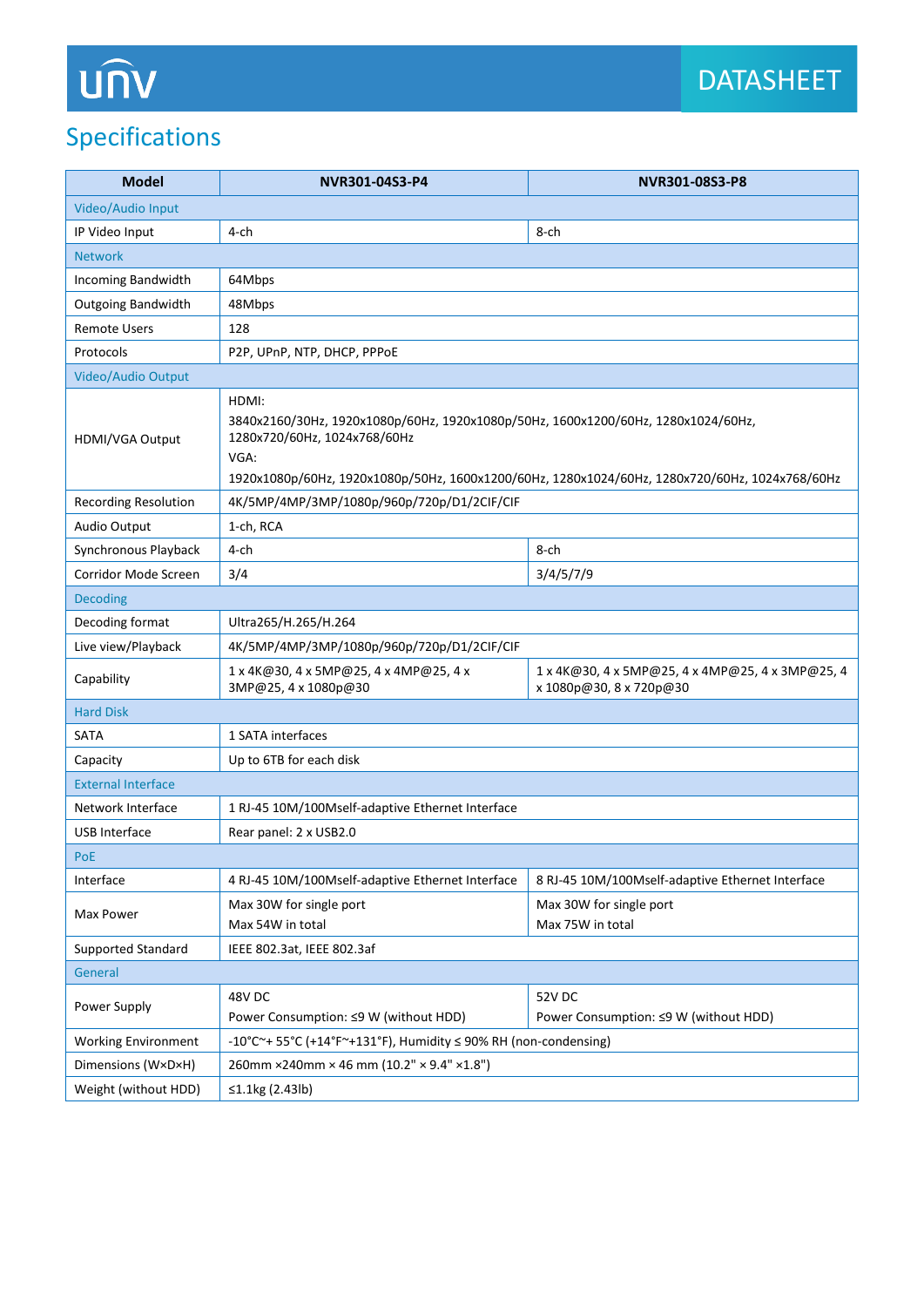## Specifications

| Model | NVR301-04S3-P4 | NVR301-08S3-P8 |
|---|---|---|
| Video/Audio Input | | |
| IP Video Input | 4-ch | 8-ch |
| Network | | |
| Incoming Bandwidth | 64Mbps | |
| Outgoing Bandwidth | 48Mbps | |
| Remote Users | 128 | |
| Protocols | P2P, UPnP, NTP, DHCP, PPPoE | |
| Video/Audio Output | | |
| HDMI/VGA Output | HDMI:<br>3840x2160/30Hz, 1920x1080p/60Hz, 1920x1080p/50Hz, 1600x1200/60Hz, 1280x1024/60Hz, 1280x720/60Hz, 1024x768/60Hz<br>VGA:<br>1920x1080p/60Hz, 1920x1080p/50Hz, 1600x1200/60Hz, 1280x1024/60Hz, 1280x720/60Hz, 1024x768/60Hz | |
| Recording Resolution | 4K/5MP/4MP/3MP/1080p/960p/720p/D1/2CIF/CIF | |
| Audio Output | 1-ch, RCA | |
| Synchronous Playback | 4-ch | 8-ch |
| Corridor Mode Screen | 3/4 | 3/4/5/7/9 |
| Decoding | | |
| Decoding format | Ultra265/H.265/H.264 | |
| Live view/Playback | 4K/5MP/4MP/3MP/1080p/960p/720p/D1/2CIF/CIF | |
| Capability | 1 x 4K@30, 4 x 5MP@25, 4 x 4MP@25, 4 x 3MP@25, 4 x 1080p@30 | 1 x 4K@30, 4 x 5MP@25, 4 x 4MP@25, 4 x 3MP@25, 4 x 1080p@30, 8 x 720p@30 |
| Hard Disk | | |
| SATA | 1 SATA interfaces | |
| Capacity | Up to 6TB for each disk | |
| External Interface | | |
| Network Interface | 1 RJ-45 10M/100Mself-adaptive Ethernet Interface | |
| USB Interface | Rear panel: 2 x USB2.0 | |
| PoE | | |
| Interface | 4 RJ-45 10M/100Mself-adaptive Ethernet Interface | 8 RJ-45 10M/100Mself-adaptive Ethernet Interface |
| Max Power | Max 30W for single port<br>Max 54W in total | Max 30W for single port<br>Max 75W in total |
| Supported Standard | IEEE 802.3at, IEEE 802.3af | |
| General | | |
| Power Supply | 48V DC<br>Power Consumption: ≤9 W (without HDD) | 52V DC<br>Power Consumption: ≤9 W (without HDD) |
| Working Environment | -10°C~+ 55°C (+14°F~+131°F), Humidity ≤ 90% RH (non-condensing) | |
| Dimensions (W×D×H) | 260mm ×240mm × 46 mm (10.2" × 9.4" ×1.8") | |
| Weight (without HDD) | ≤1.1kg (2.43lb) | |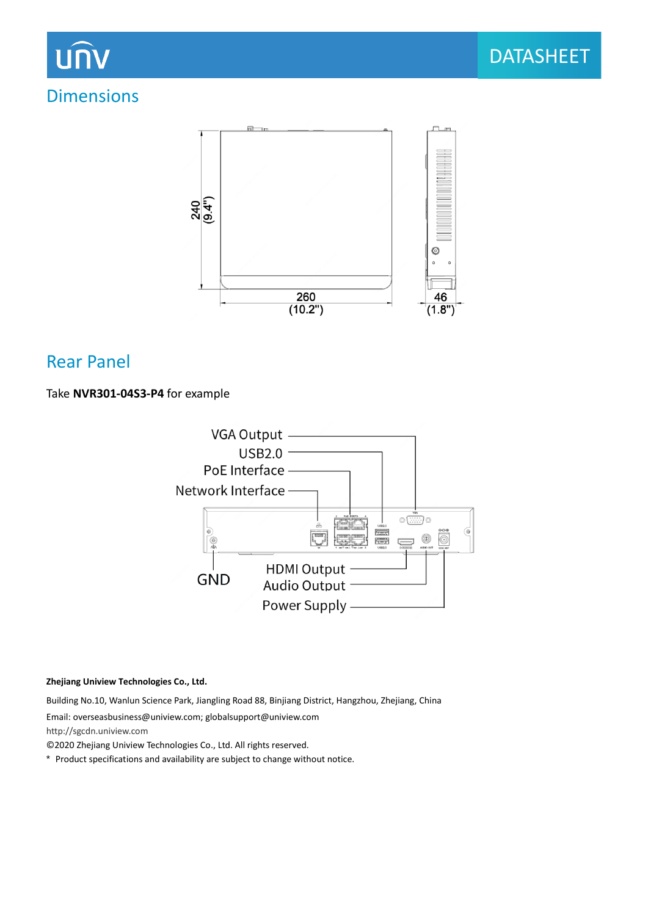## Dimensions

240
(9.4")

260
(10.2")

46
(1.8")

## Rear Panel

Take **NVR301-04S3-P4** for example

VGA Output

USB2.0

PoE Interface

Network Interface

GND

HDMI Output

Audio Output

Power Supply

**Zhejiang Uniview Technologies Co., Ltd.**

Building No.10, Wanlun Science Park, Jiangling Road 88, Binjiang District, Hangzhou, Zhejiang, China

Email: overseasbusiness@uniview.com; globalsupport@uniview.com

http://sgcdn.uniview.com

©2020 Zhejiang Uniview Technologies Co., Ltd. All rights reserved.

* Product specifications and availability are subject to change without notice.